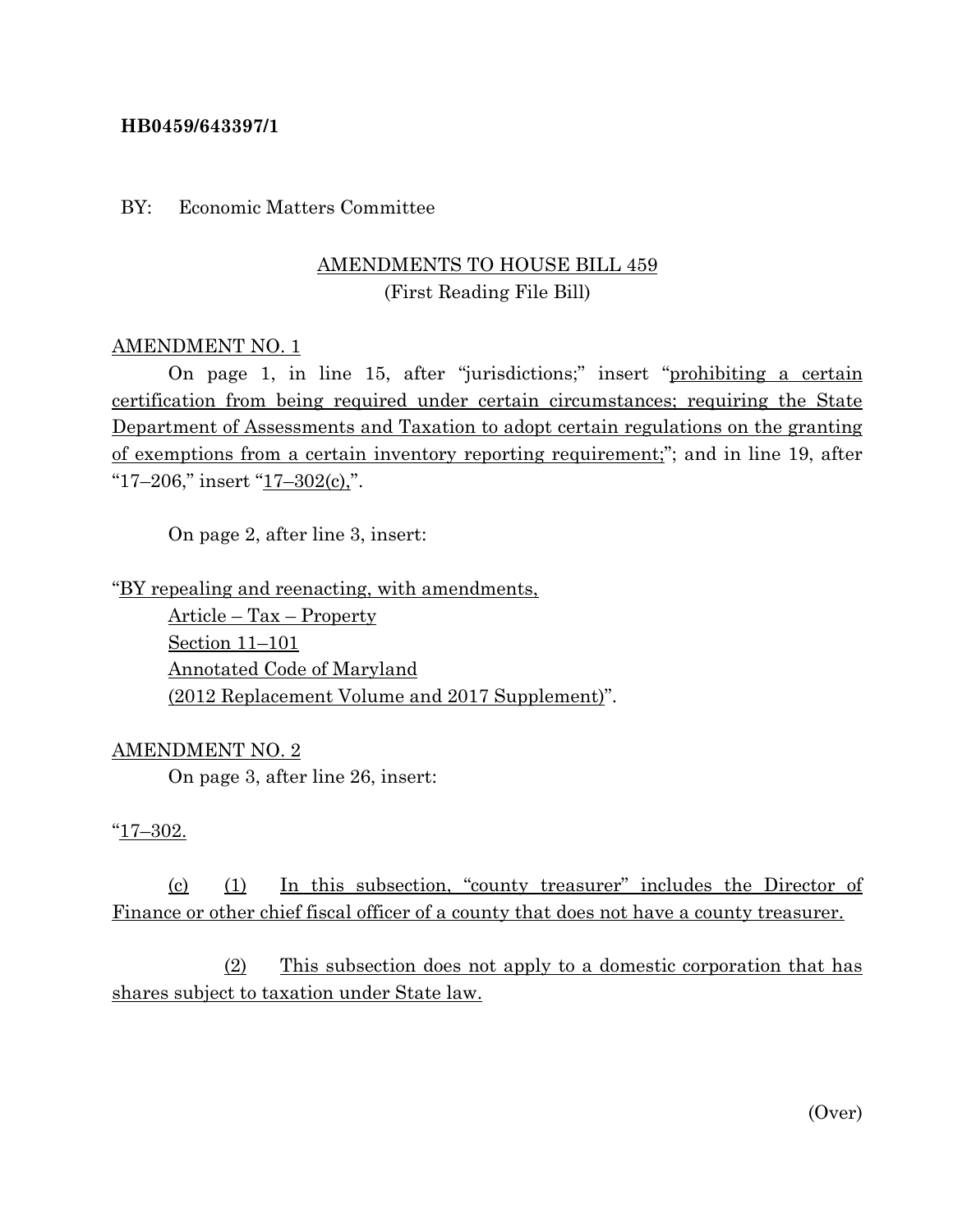**HB0459/643397/1**

BY: Economic Matters Committee

AMENDMENTS TO HOUSE BILL 459
(First Reading File Bill)

AMENDMENT NO. 1

On page 1, in line 15, after "jurisdictions;" insert "prohibiting a certain certification from being required under certain circumstances; requiring the State Department of Assessments and Taxation to adopt certain regulations on the granting of exemptions from a certain inventory reporting requirement;"; and in line 19, after "17–206," insert "17–302(c),".

On page 2, after line 3, insert:

"BY repealing and reenacting, with amendments,
Article – Tax – Property
Section 11–101
Annotated Code of Maryland
(2012 Replacement Volume and 2017 Supplement)".

AMENDMENT NO. 2

On page 3, after line 26, insert:

"17–302.

(c) (1) In this subsection, "county treasurer" includes the Director of Finance or other chief fiscal officer of a county that does not have a county treasurer.

(2) This subsection does not apply to a domestic corporation that has shares subject to taxation under State law.

(Over)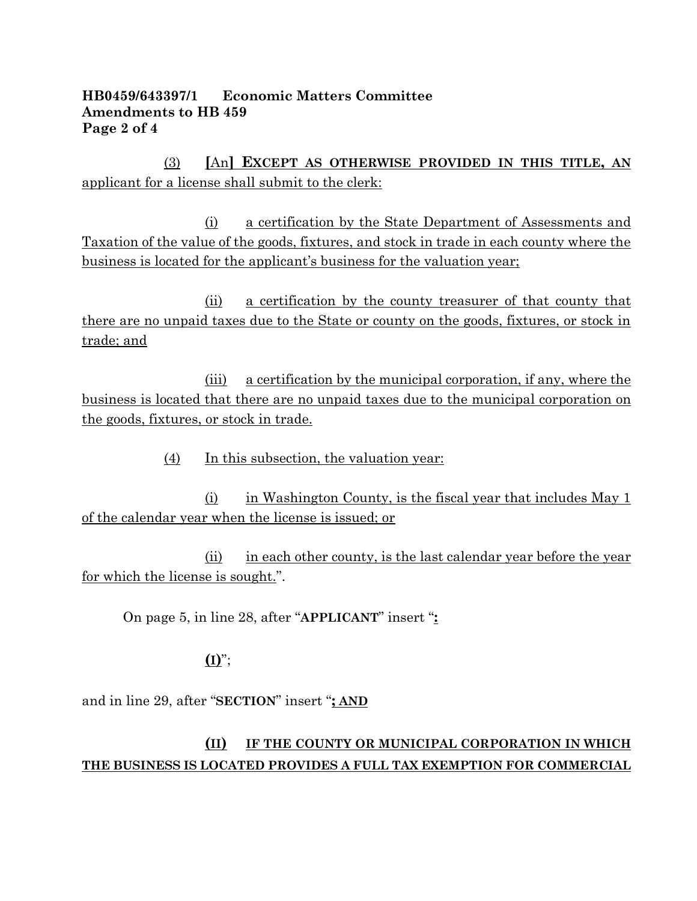(3) [An] **EXCEPT AS OTHERWISE PROVIDED IN THIS TITLE, AN** applicant for a license shall submit to the clerk:

(i) a certification by the State Department of Assessments and Taxation of the value of the goods, fixtures, and stock in trade in each county where the business is located for the applicant's business for the valuation year;

(ii) a certification by the county treasurer of that county that there are no unpaid taxes due to the State or county on the goods, fixtures, or stock in trade; and

(iii) a certification by the municipal corporation, if any, where the business is located that there are no unpaid taxes due to the municipal corporation on the goods, fixtures, or stock in trade.

(4) In this subsection, the valuation year:

(i) in Washington County, is the fiscal year that includes May 1 of the calendar year when the license is issued; or

(ii) in each other county, is the last calendar year before the year for which the license is sought.".

On page 5, in line 28, after "**APPLICANT**" insert "**:**

**(I)**";

and in line 29, after "**SECTION**" insert "**; AND**

**(II) IF THE COUNTY OR MUNICIPAL CORPORATION IN WHICH THE BUSINESS IS LOCATED PROVIDES A FULL TAX EXEMPTION FOR COMMERCIAL**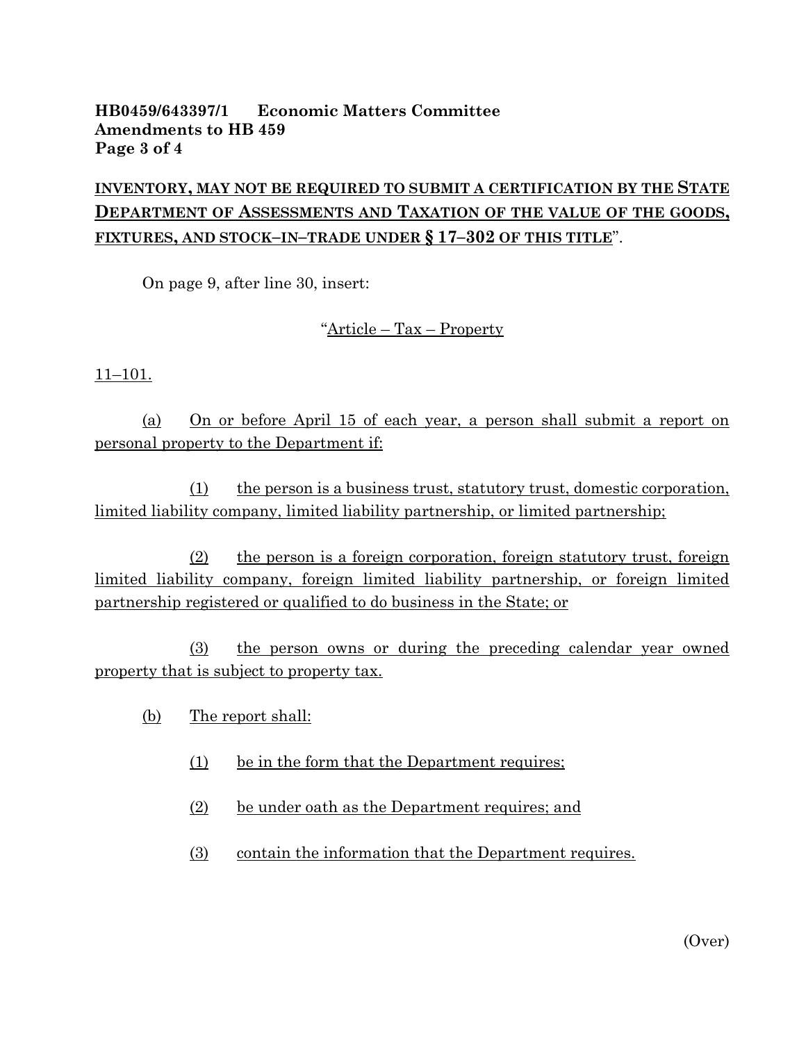INVENTORY, MAY NOT BE REQUIRED TO SUBMIT A CERTIFICATION BY THE STATE DEPARTMENT OF ASSESSMENTS AND TAXATION OF THE VALUE OF THE GOODS, FIXTURES, AND STOCK–IN–TRADE UNDER § 17–302 OF THIS TITLE".

On page 9, after line 30, insert:

"Article – Tax – Property

11–101.

(a) On or before April 15 of each year, a person shall submit a report on personal property to the Department if:

(1) the person is a business trust, statutory trust, domestic corporation, limited liability company, limited liability partnership, or limited partnership;

(2) the person is a foreign corporation, foreign statutory trust, foreign limited liability company, foreign limited liability partnership, or foreign limited partnership registered or qualified to do business in the State; or

(3) the person owns or during the preceding calendar year owned property that is subject to property tax.

(b) The report shall:

(1) be in the form that the Department requires;

(2) be under oath as the Department requires; and

(3) contain the information that the Department requires.

(Over)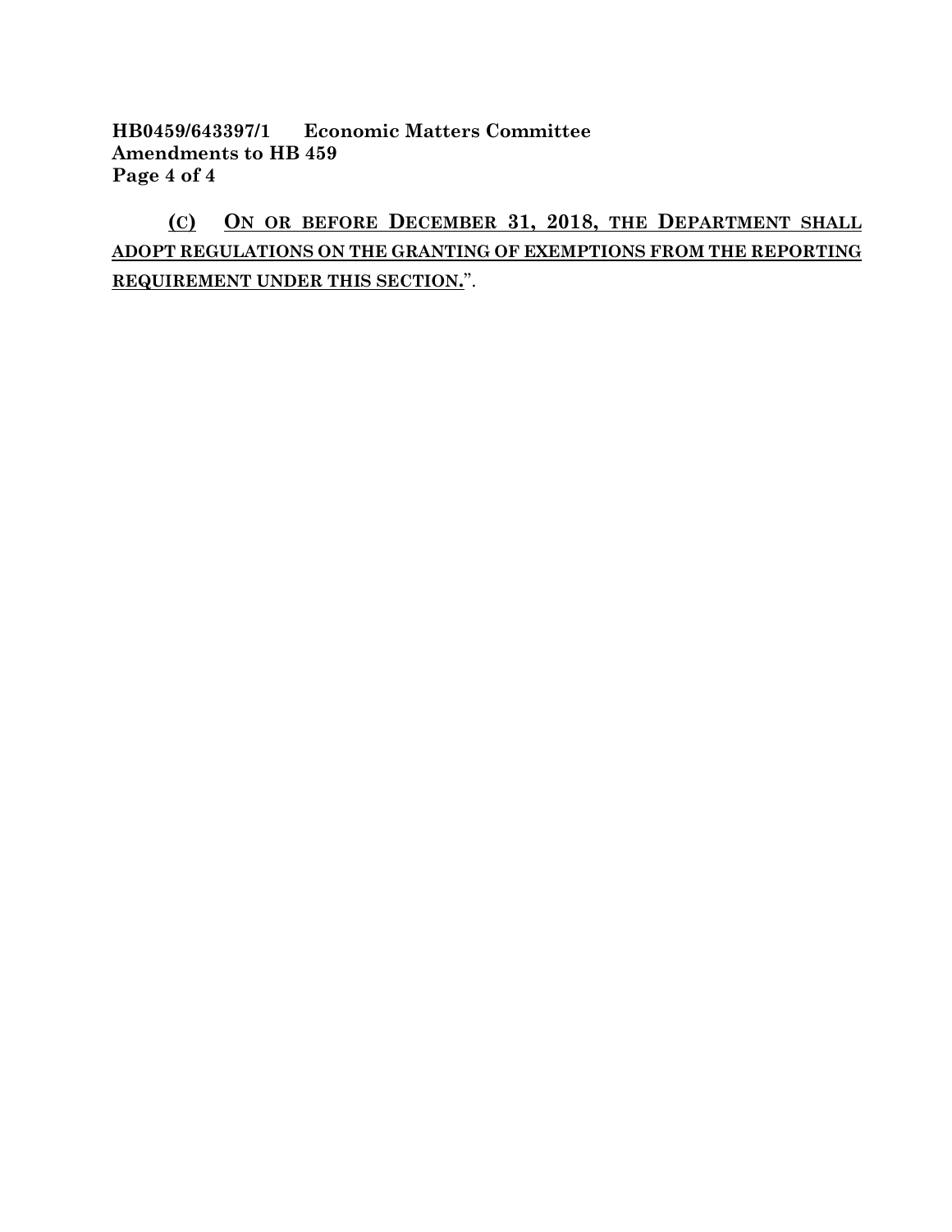(C) ON OR BEFORE DECEMBER 31, 2018, THE DEPARTMENT SHALL ADOPT REGULATIONS ON THE GRANTING OF EXEMPTIONS FROM THE REPORTING REQUIREMENT UNDER THIS SECTION.".